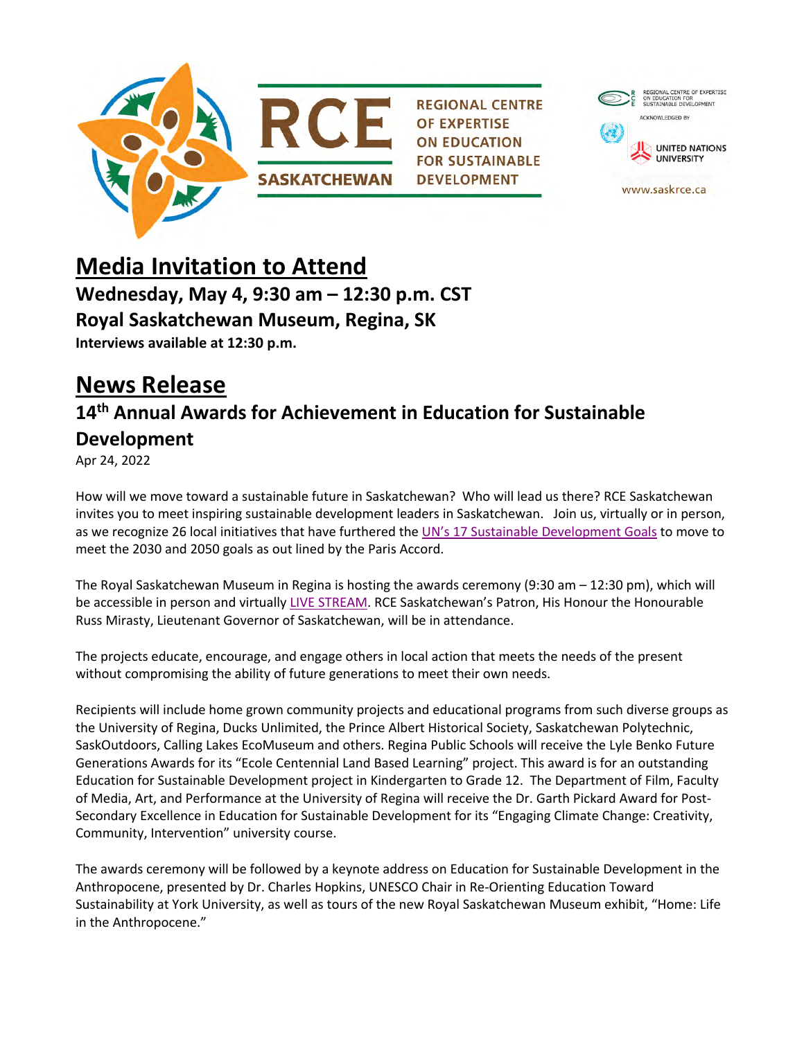RCE SASKATCHEWAN

REGIONAL CENTRE OF EXPERTISE ON EDUCATION FOR SUSTAINABLE DEVELOPMENT

REGIONAL CENTRE OF EXPERTISE ON EDUCATION FOR SUSTAINABLE DEVELOPMENT ACKNOWLEDGED BY UNITED NATIONS UNIVERSITY

www.saskrce.ca

# Media Invitation to Attend

**Wednesday, May 4, 9:30 am – 12:30 p.m. CST**

**Royal Saskatchewan Museum, Regina, SK**

**Interviews available at 12:30 p.m.**

# News Release

## 14th Annual Awards for Achievement in Education for Sustainable Development

Apr 24, 2022

How will we move toward a sustainable future in Saskatchewan? Who will lead us there? RCE Saskatchewan invites you to meet inspiring sustainable development leaders in Saskatchewan. Join us, virtually or in person, as we recognize 26 local initiatives that have furthered the UN's 17 Sustainable Development Goals to move to meet the 2030 and 2050 goals as out lined by the Paris Accord.

The Royal Saskatchewan Museum in Regina is hosting the awards ceremony (9:30 am – 12:30 pm), which will be accessible in person and virtually LIVE STREAM. RCE Saskatchewan's Patron, His Honour the Honourable Russ Mirasty, Lieutenant Governor of Saskatchewan, will be in attendance.

The projects educate, encourage, and engage others in local action that meets the needs of the present without compromising the ability of future generations to meet their own needs.

Recipients will include home grown community projects and educational programs from such diverse groups as the University of Regina, Ducks Unlimited, the Prince Albert Historical Society, Saskatchewan Polytechnic, SaskOutdoors, Calling Lakes EcoMuseum and others. Regina Public Schools will receive the Lyle Benko Future Generations Awards for its "Ecole Centennial Land Based Learning" project. This award is for an outstanding Education for Sustainable Development project in Kindergarten to Grade 12. The Department of Film, Faculty of Media, Art, and Performance at the University of Regina will receive the Dr. Garth Pickard Award for Post-Secondary Excellence in Education for Sustainable Development for its "Engaging Climate Change: Creativity, Community, Intervention" university course.

The awards ceremony will be followed by a keynote address on Education for Sustainable Development in the Anthropocene, presented by Dr. Charles Hopkins, UNESCO Chair in Re-Orienting Education Toward Sustainability at York University, as well as tours of the new Royal Saskatchewan Museum exhibit, "Home: Life in the Anthropocene."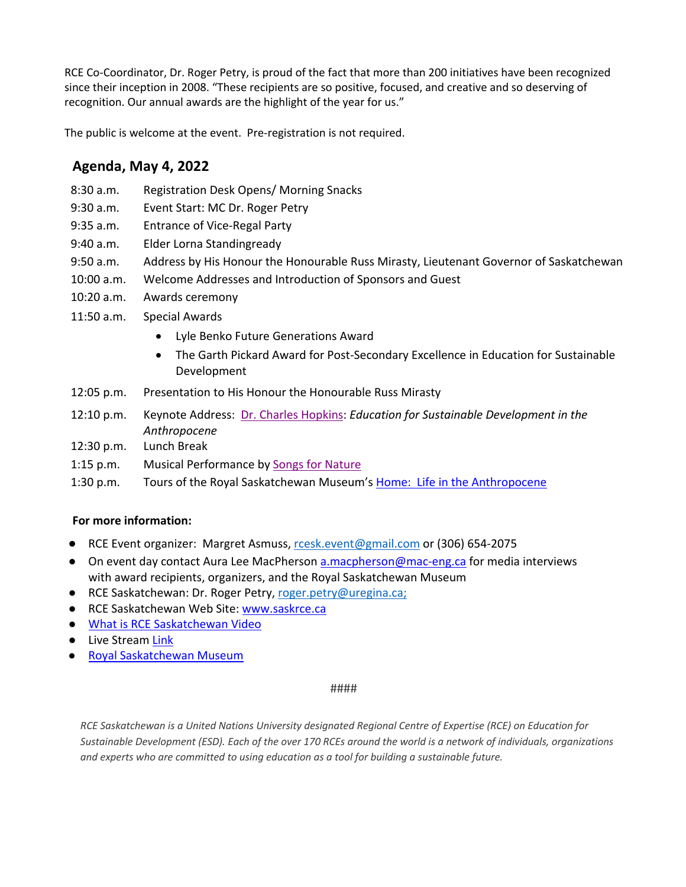RCE Co-Coordinator, Dr. Roger Petry, is proud of the fact that more than 200 initiatives have been recognized since their inception in 2008. "These recipients are so positive, focused, and creative and so deserving of recognition. Our annual awards are the highlight of the year for us."

The public is welcome at the event. Pre-registration is not required.

## Agenda, May 4, 2022

| | |
|---|---|
| 8:30 a.m. | Registration Desk Opens/ Morning Snacks |
| 9:30 a.m. | Event Start: MC Dr. Roger Petry |
| 9:35 a.m. | Entrance of Vice-Regal Party |
| 9:40 a.m. | Elder Lorna Standingready |
| 9:50 a.m. | Address by His Honour the Honourable Russ Mirasty, Lieutenant Governor of Saskatchewan |
| 10:00 a.m. | Welcome Addresses and Introduction of Sponsors and Guest |
| 10:20 a.m. | Awards ceremony |
| 11:50 a.m. | Special Awards<br>• Lyle Benko Future Generations Award<br>• The Garth Pickard Award for Post-Secondary Excellence in Education for Sustainable Development |
| 12:05 p.m. | Presentation to His Honour the Honourable Russ Mirasty |
| 12:10 p.m. | Keynote Address: Dr. Charles Hopkins: *Education for Sustainable Development in the Anthropocene* |
| 12:30 p.m. | Lunch Break |
| 1:15 p.m. | Musical Performance by Songs for Nature |
| 1:30 p.m. | Tours of the Royal Saskatchewan Museum's Home: Life in the Anthropocene |

**For more information:**

- RCE Event organizer: Margret Asmuss, rcesk.event@gmail.com or (306) 654-2075
- On event day contact Aura Lee MacPherson a.macpherson@mac-eng.ca for media interviews with award recipients, organizers, and the Royal Saskatchewan Museum
- RCE Saskatchewan: Dr. Roger Petry, roger.petry@uregina.ca;
- RCE Saskatchewan Web Site: www.saskrce.ca
- What is RCE Saskatchewan Video
- Live Stream Link
- Royal Saskatchewan Museum

####

*RCE Saskatchewan is a United Nations University designated Regional Centre of Expertise (RCE) on Education for Sustainable Development (ESD). Each of the over 170 RCEs around the world is a network of individuals, organizations and experts who are committed to using education as a tool for building a sustainable future.*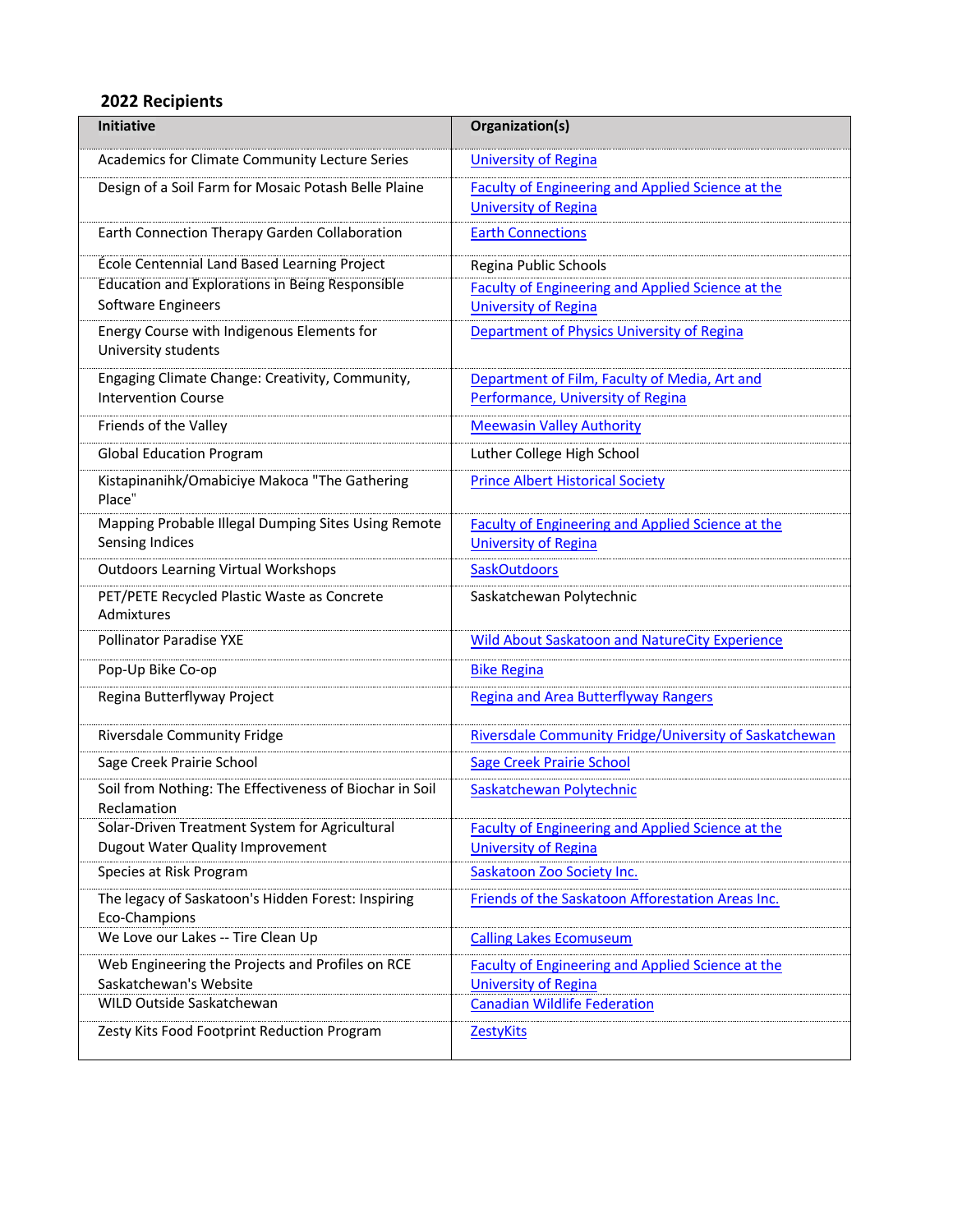## 2022 Recipients

| Initiative | Organization(s) |
| --- | --- |
| Academics for Climate Community Lecture Series | University of Regina |
| Design of a Soil Farm for Mosaic Potash Belle Plaine | Faculty of Engineering and Applied Science at the University of Regina |
| Earth Connection Therapy Garden Collaboration | Earth Connections |
| École Centennial Land Based Learning Project | Regina Public Schools |
| Education and Explorations in Being Responsible Software Engineers | Faculty of Engineering and Applied Science at the University of Regina |
| Energy Course with Indigenous Elements for University students | Department of Physics University of Regina |
| Engaging Climate Change: Creativity, Community, Intervention Course | Department of Film, Faculty of Media, Art and Performance, University of Regina |
| Friends of the Valley | Meewasin Valley Authority |
| Global Education Program | Luther College High School |
| Kistapinanihk/Omabiciye Makoca "The Gathering Place" | Prince Albert Historical Society |
| Mapping Probable Illegal Dumping Sites Using Remote Sensing Indices | Faculty of Engineering and Applied Science at the University of Regina |
| Outdoors Learning Virtual Workshops | SaskOutdoors |
| PET/PETE Recycled Plastic Waste as Concrete Admixtures | Saskatchewan Polytechnic |
| Pollinator Paradise YXE | Wild About Saskatoon and NatureCity Experience |
| Pop-Up Bike Co-op | Bike Regina |
| Regina Butterflyway Project | Regina and Area Butterflyway Rangers |
| Riversdale Community Fridge | Riversdale Community Fridge/University of Saskatchewan |
| Sage Creek Prairie School | Sage Creek Prairie School |
| Soil from Nothing: The Effectiveness of Biochar in Soil Reclamation | Saskatchewan Polytechnic |
| Solar-Driven Treatment System for Agricultural Dugout Water Quality Improvement | Faculty of Engineering and Applied Science at the University of Regina |
| Species at Risk Program | Saskatoon Zoo Society Inc. |
| The legacy of Saskatoon's Hidden Forest: Inspiring Eco-Champions | Friends of the Saskatoon Afforestation Areas Inc. |
| We Love our Lakes -- Tire Clean Up | Calling Lakes Ecomuseum |
| Web Engineering the Projects and Profiles on RCE Saskatchewan's Website | Faculty of Engineering and Applied Science at the University of Regina |
| WILD Outside Saskatchewan | Canadian Wildlife Federation |
| Zesty Kits Food Footprint Reduction Program | ZestyKits |